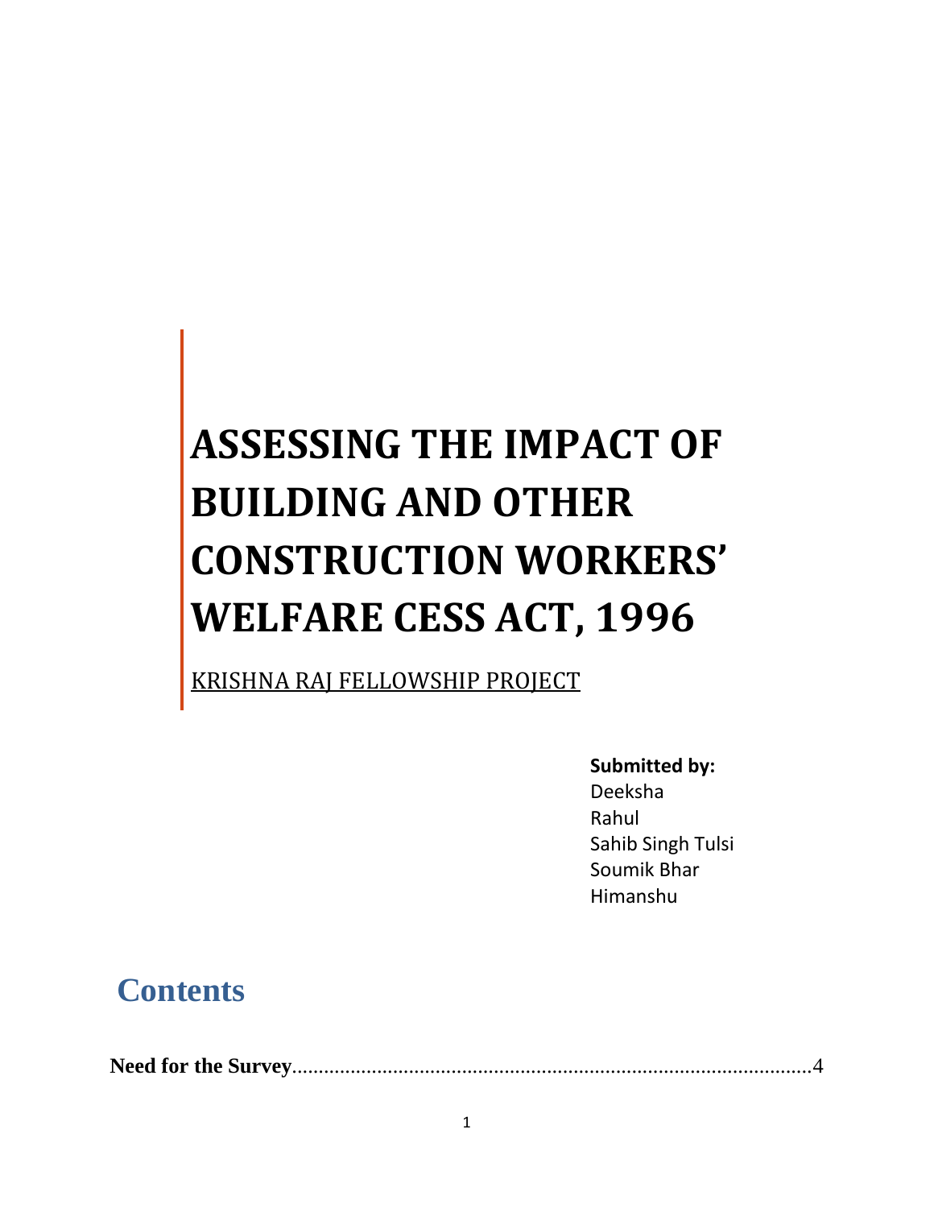# ASSESSING THE IMPACT OF BUILDING AND OTHER CONSTRUCTION WORKERS' WELFARE CESS ACT, 1996

KRISHNA RAJ FELLOWSHIP PROJECT

**Submitted by:**
Deeksha
Rahul
Sahib Singh Tulsi
Soumik Bhar
Himanshu

## Contents

**Need for the Survey**..........................................................................................4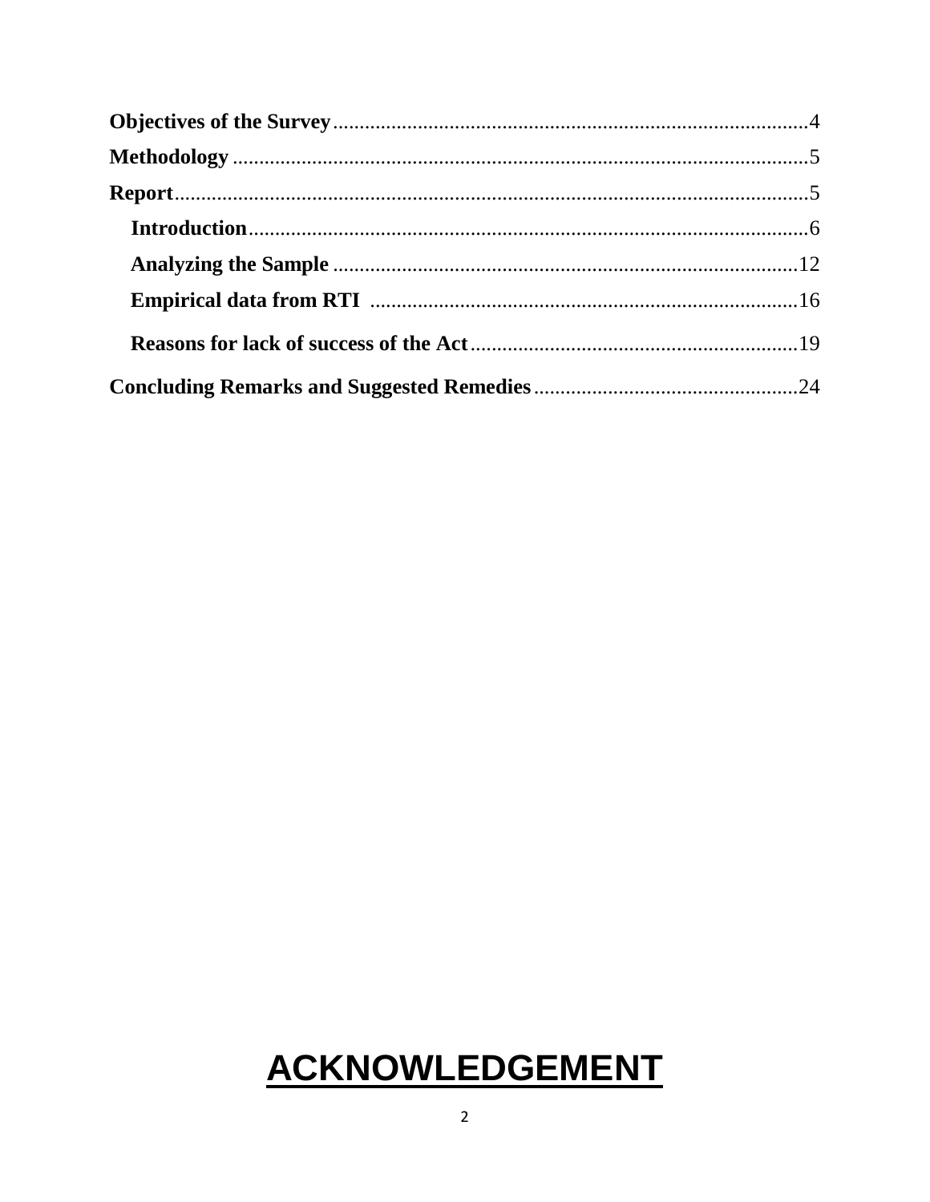**Objectives of the Survey**......................................................................................4

**Methodology**.........................................................................................................5

**Report**...................................................................................................................5

- **Introduction**......................................................................................................6
- **Analyzing the Sample**....................................................................................12
- **Empirical data from RTI**...............................................................................16
- **Reasons for lack of success of the Act**...........................................................19

**Concluding Remarks and Suggested Remedies**..................................................24

# ACKNOWLEDGEMENT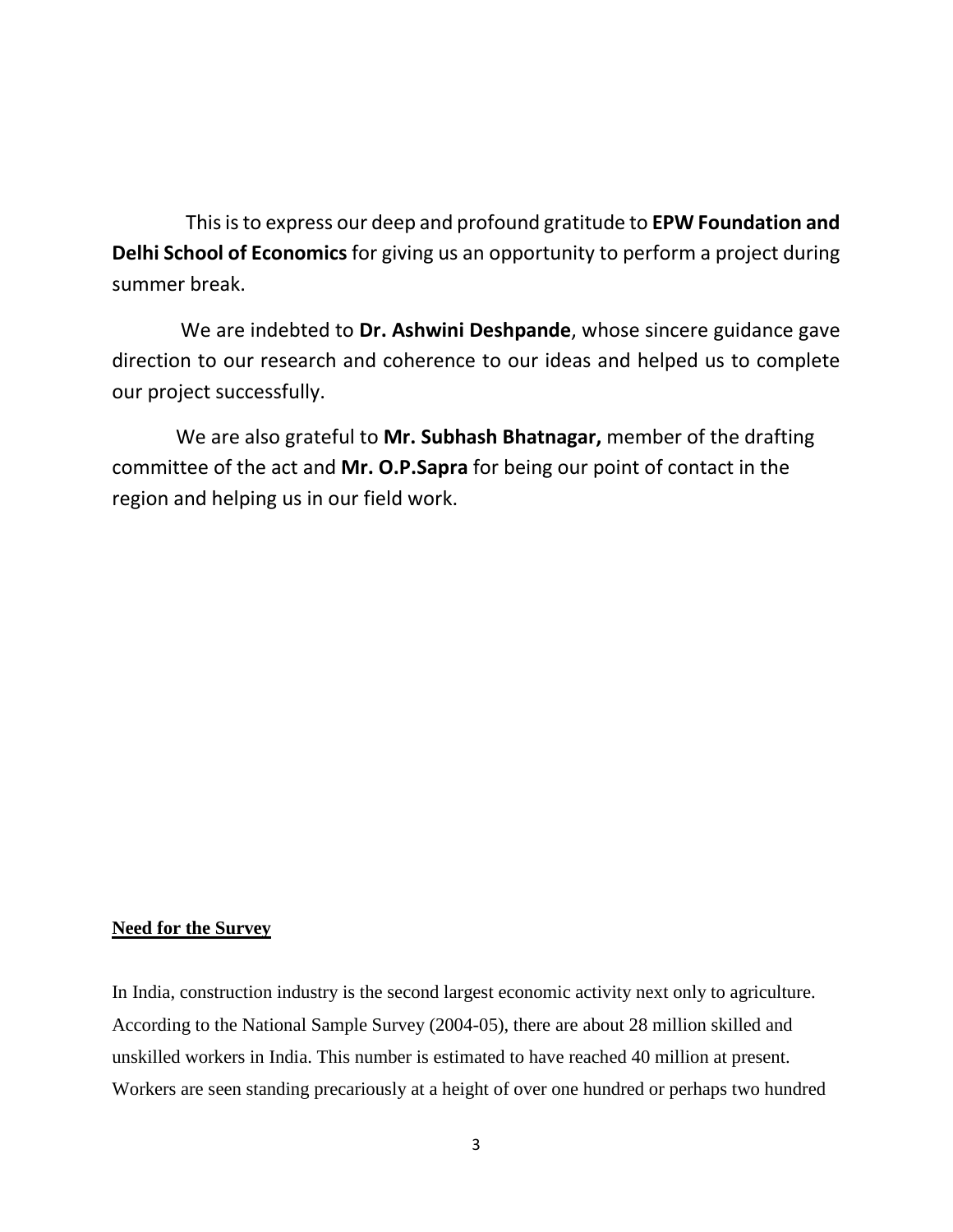This is to express our deep and profound gratitude to **EPW Foundation and Delhi School of Economics** for giving us an opportunity to perform a project during summer break.

We are indebted to **Dr. Ashwini Deshpande**, whose sincere guidance gave direction to our research and coherence to our ideas and helped us to complete our project successfully.

We are also grateful to **Mr. Subhash Bhatnagar,** member of the drafting committee of the act and **Mr. O.P.Sapra** for being our point of contact in the region and helping us in our field work.

## Need for the Survey

In India, construction industry is the second largest economic activity next only to agriculture. According to the National Sample Survey (2004-05), there are about 28 million skilled and unskilled workers in India. This number is estimated to have reached 40 million at present. Workers are seen standing precariously at a height of over one hundred or perhaps two hundred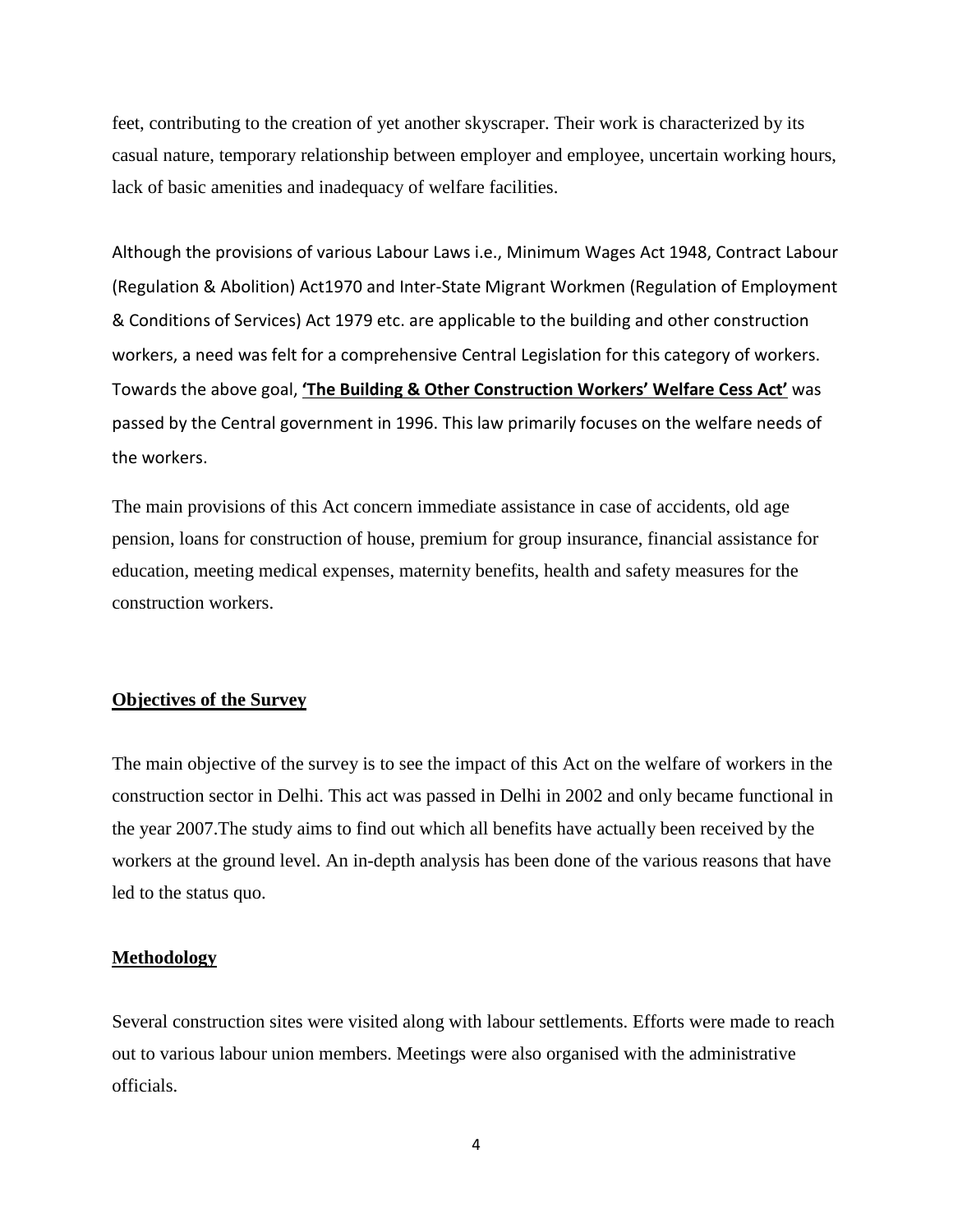feet, contributing to the creation of yet another skyscraper. Their work is characterized by its casual nature, temporary relationship between employer and employee, uncertain working hours, lack of basic amenities and inadequacy of welfare facilities.

Although the provisions of various Labour Laws i.e., Minimum Wages Act 1948, Contract Labour (Regulation & Abolition) Act1970 and Inter-State Migrant Workmen (Regulation of Employment & Conditions of Services) Act 1979 etc. are applicable to the building and other construction workers, a need was felt for a comprehensive Central Legislation for this category of workers. Towards the above goal, **'The Building & Other Construction Workers' Welfare Cess Act'** was passed by the Central government in 1996. This law primarily focuses on the welfare needs of the workers.

The main provisions of this Act concern immediate assistance in case of accidents, old age pension, loans for construction of house, premium for group insurance, financial assistance for education, meeting medical expenses, maternity benefits, health and safety measures for the construction workers.

## Objectives of the Survey

The main objective of the survey is to see the impact of this Act on the welfare of workers in the construction sector in Delhi. This act was passed in Delhi in 2002 and only became functional in the year 2007.The study aims to find out which all benefits have actually been received by the workers at the ground level. An in-depth analysis has been done of the various reasons that have led to the status quo.

## Methodology

Several construction sites were visited along with labour settlements. Efforts were made to reach out to various labour union members. Meetings were also organised with the administrative officials.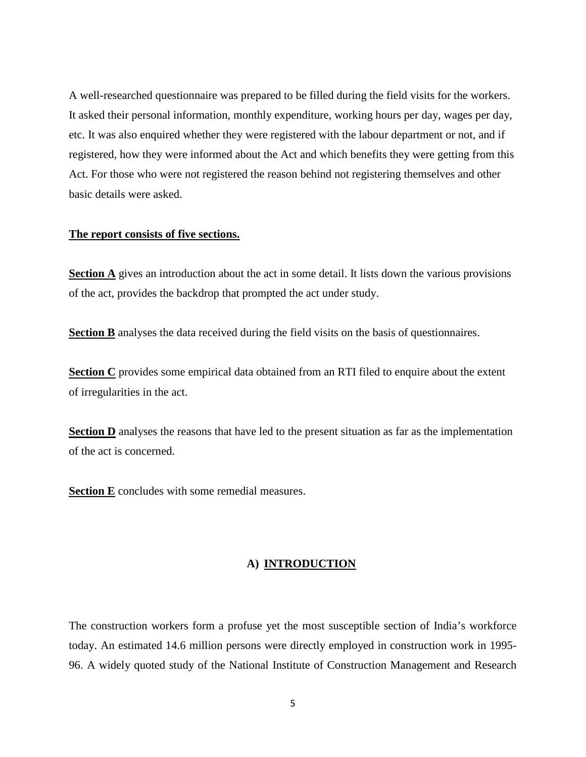A well-researched questionnaire was prepared to be filled during the field visits for the workers. It asked their personal information, monthly expenditure, working hours per day, wages per day, etc. It was also enquired whether they were registered with the labour department or not, and if registered, how they were informed about the Act and which benefits they were getting from this Act. For those who were not registered the reason behind not registering themselves and other basic details were asked.

**The report consists of five sections.**

**Section A** gives an introduction about the act in some detail. It lists down the various provisions of the act, provides the backdrop that prompted the act under study.

**Section B** analyses the data received during the field visits on the basis of questionnaires.

**Section C** provides some empirical data obtained from an RTI filed to enquire about the extent of irregularities in the act.

**Section D** analyses the reasons that have led to the present situation as far as the implementation of the act is concerned.

**Section E** concludes with some remedial measures.

## A) INTRODUCTION

The construction workers form a profuse yet the most susceptible section of India's workforce today. An estimated 14.6 million persons were directly employed in construction work in 1995-96. A widely quoted study of the National Institute of Construction Management and Research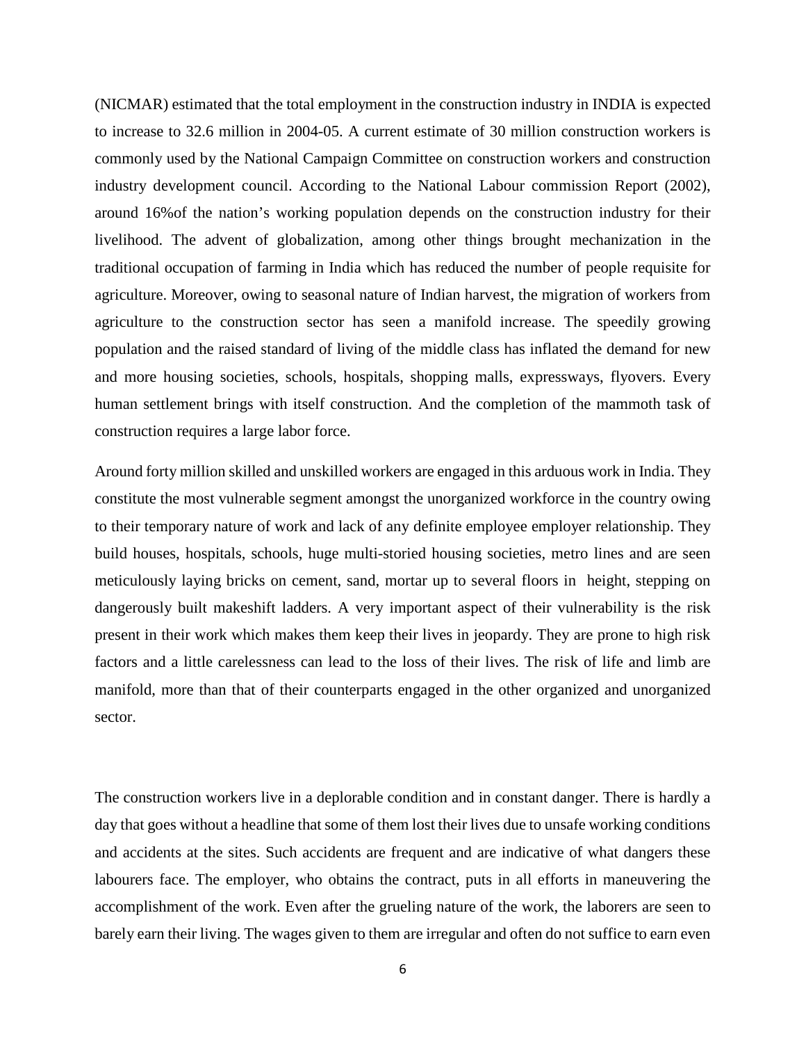(NICMAR) estimated that the total employment in the construction industry in INDIA is expected to increase to 32.6 million in 2004-05. A current estimate of 30 million construction workers is commonly used by the National Campaign Committee on construction workers and construction industry development council. According to the National Labour commission Report (2002), around 16%of the nation's working population depends on the construction industry for their livelihood. The advent of globalization, among other things brought mechanization in the traditional occupation of farming in India which has reduced the number of people requisite for agriculture. Moreover, owing to seasonal nature of Indian harvest, the migration of workers from agriculture to the construction sector has seen a manifold increase. The speedily growing population and the raised standard of living of the middle class has inflated the demand for new and more housing societies, schools, hospitals, shopping malls, expressways, flyovers. Every human settlement brings with itself construction. And the completion of the mammoth task of construction requires a large labor force.

Around forty million skilled and unskilled workers are engaged in this arduous work in India. They constitute the most vulnerable segment amongst the unorganized workforce in the country owing to their temporary nature of work and lack of any definite employee employer relationship. They build houses, hospitals, schools, huge multi-storied housing societies, metro lines and are seen meticulously laying bricks on cement, sand, mortar up to several floors in height, stepping on dangerously built makeshift ladders. A very important aspect of their vulnerability is the risk present in their work which makes them keep their lives in jeopardy. They are prone to high risk factors and a little carelessness can lead to the loss of their lives. The risk of life and limb are manifold, more than that of their counterparts engaged in the other organized and unorganized sector.

The construction workers live in a deplorable condition and in constant danger. There is hardly a day that goes without a headline that some of them lost their lives due to unsafe working conditions and accidents at the sites. Such accidents are frequent and are indicative of what dangers these labourers face. The employer, who obtains the contract, puts in all efforts in maneuvering the accomplishment of the work. Even after the grueling nature of the work, the laborers are seen to barely earn their living. The wages given to them are irregular and often do not suffice to earn even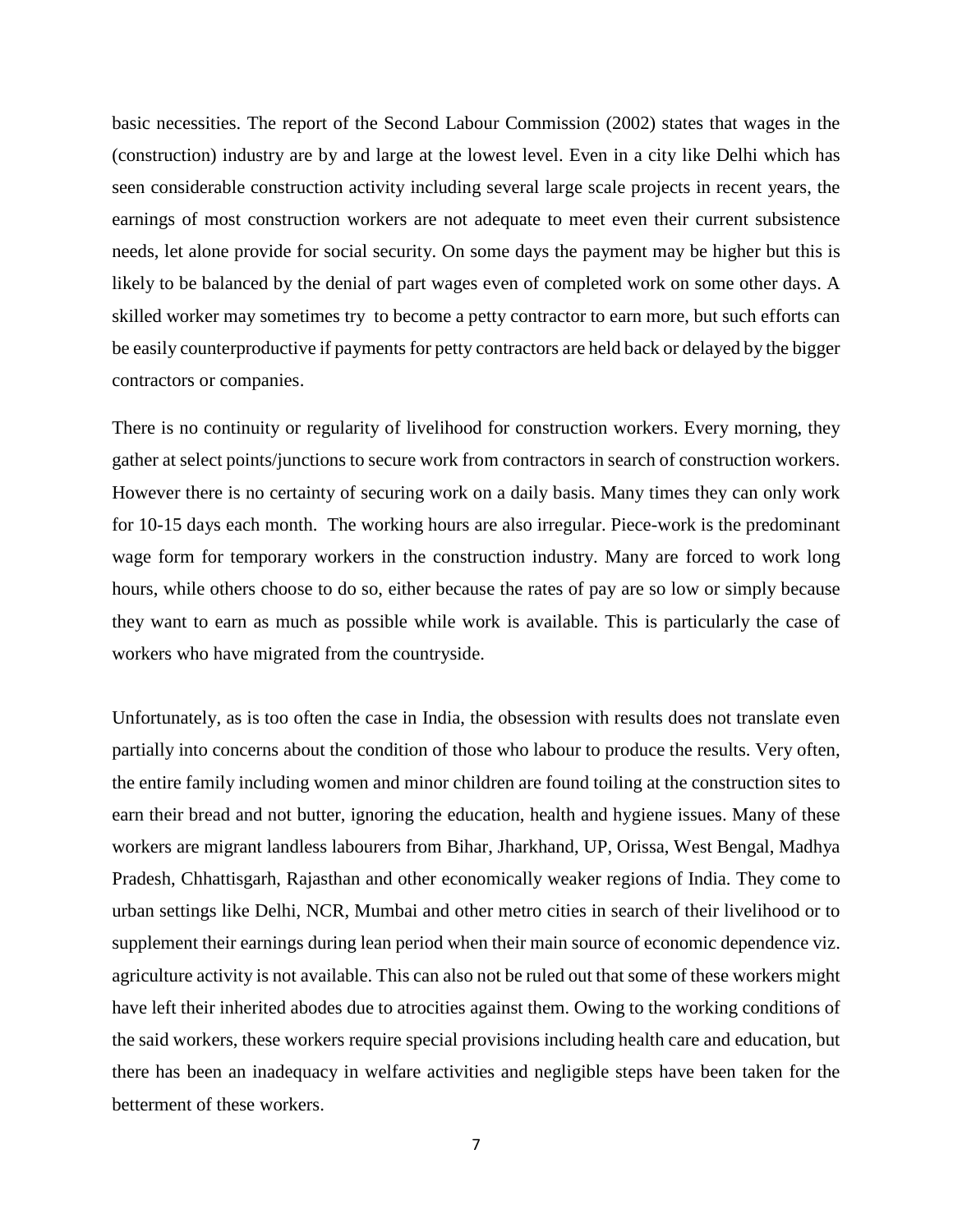basic necessities. The report of the Second Labour Commission (2002) states that wages in the (construction) industry are by and large at the lowest level. Even in a city like Delhi which has seen considerable construction activity including several large scale projects in recent years, the earnings of most construction workers are not adequate to meet even their current subsistence needs, let alone provide for social security. On some days the payment may be higher but this is likely to be balanced by the denial of part wages even of completed work on some other days. A skilled worker may sometimes try to become a petty contractor to earn more, but such efforts can be easily counterproductive if payments for petty contractors are held back or delayed by the bigger contractors or companies.

There is no continuity or regularity of livelihood for construction workers. Every morning, they gather at select points/junctions to secure work from contractors in search of construction workers. However there is no certainty of securing work on a daily basis. Many times they can only work for 10-15 days each month. The working hours are also irregular. Piece-work is the predominant wage form for temporary workers in the construction industry. Many are forced to work long hours, while others choose to do so, either because the rates of pay are so low or simply because they want to earn as much as possible while work is available. This is particularly the case of workers who have migrated from the countryside.

Unfortunately, as is too often the case in India, the obsession with results does not translate even partially into concerns about the condition of those who labour to produce the results. Very often, the entire family including women and minor children are found toiling at the construction sites to earn their bread and not butter, ignoring the education, health and hygiene issues. Many of these workers are migrant landless labourers from Bihar, Jharkhand, UP, Orissa, West Bengal, Madhya Pradesh, Chhattisgarh, Rajasthan and other economically weaker regions of India. They come to urban settings like Delhi, NCR, Mumbai and other metro cities in search of their livelihood or to supplement their earnings during lean period when their main source of economic dependence viz. agriculture activity is not available. This can also not be ruled out that some of these workers might have left their inherited abodes due to atrocities against them. Owing to the working conditions of the said workers, these workers require special provisions including health care and education, but there has been an inadequacy in welfare activities and negligible steps have been taken for the betterment of these workers.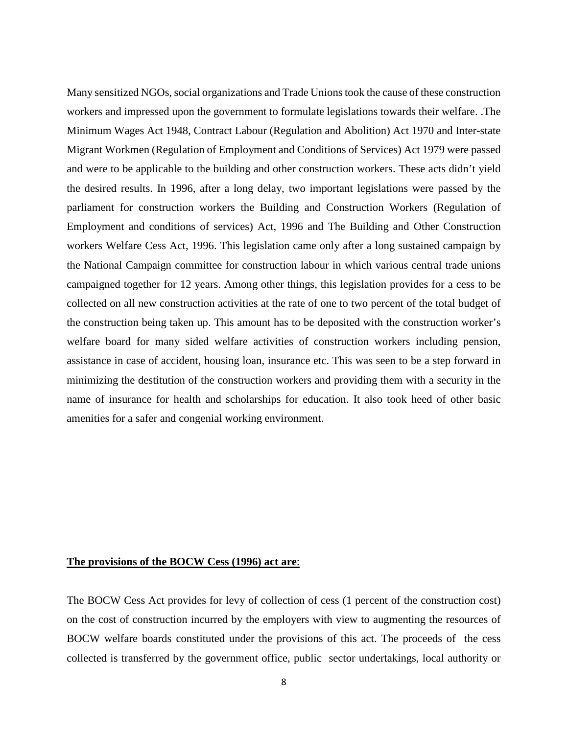Many sensitized NGOs, social organizations and Trade Unions took the cause of these construction workers and impressed upon the government to formulate legislations towards their welfare. .The Minimum Wages Act 1948, Contract Labour (Regulation and Abolition) Act 1970 and Inter-state Migrant Workmen (Regulation of Employment and Conditions of Services) Act 1979 were passed and were to be applicable to the building and other construction workers. These acts didn't yield the desired results. In 1996, after a long delay, two important legislations were passed by the parliament for construction workers the Building and Construction Workers (Regulation of Employment and conditions of services) Act, 1996 and The Building and Other Construction workers Welfare Cess Act, 1996. This legislation came only after a long sustained campaign by the National Campaign committee for construction labour in which various central trade unions campaigned together for 12 years. Among other things, this legislation provides for a cess to be collected on all new construction activities at the rate of one to two percent of the total budget of the construction being taken up. This amount has to be deposited with the construction worker's welfare board for many sided welfare activities of construction workers including pension, assistance in case of accident, housing loan, insurance etc. This was seen to be a step forward in minimizing the destitution of the construction workers and providing them with a security in the name of insurance for health and scholarships for education. It also took heed of other basic amenities for a safer and congenial working environment.

**The provisions of the BOCW Cess (1996) act are**:

The BOCW Cess Act provides for levy of collection of cess (1 percent of the construction cost) on the cost of construction incurred by the employers with view to augmenting the resources of BOCW welfare boards constituted under the provisions of this act. The proceeds of the cess collected is transferred by the government office, public sector undertakings, local authority or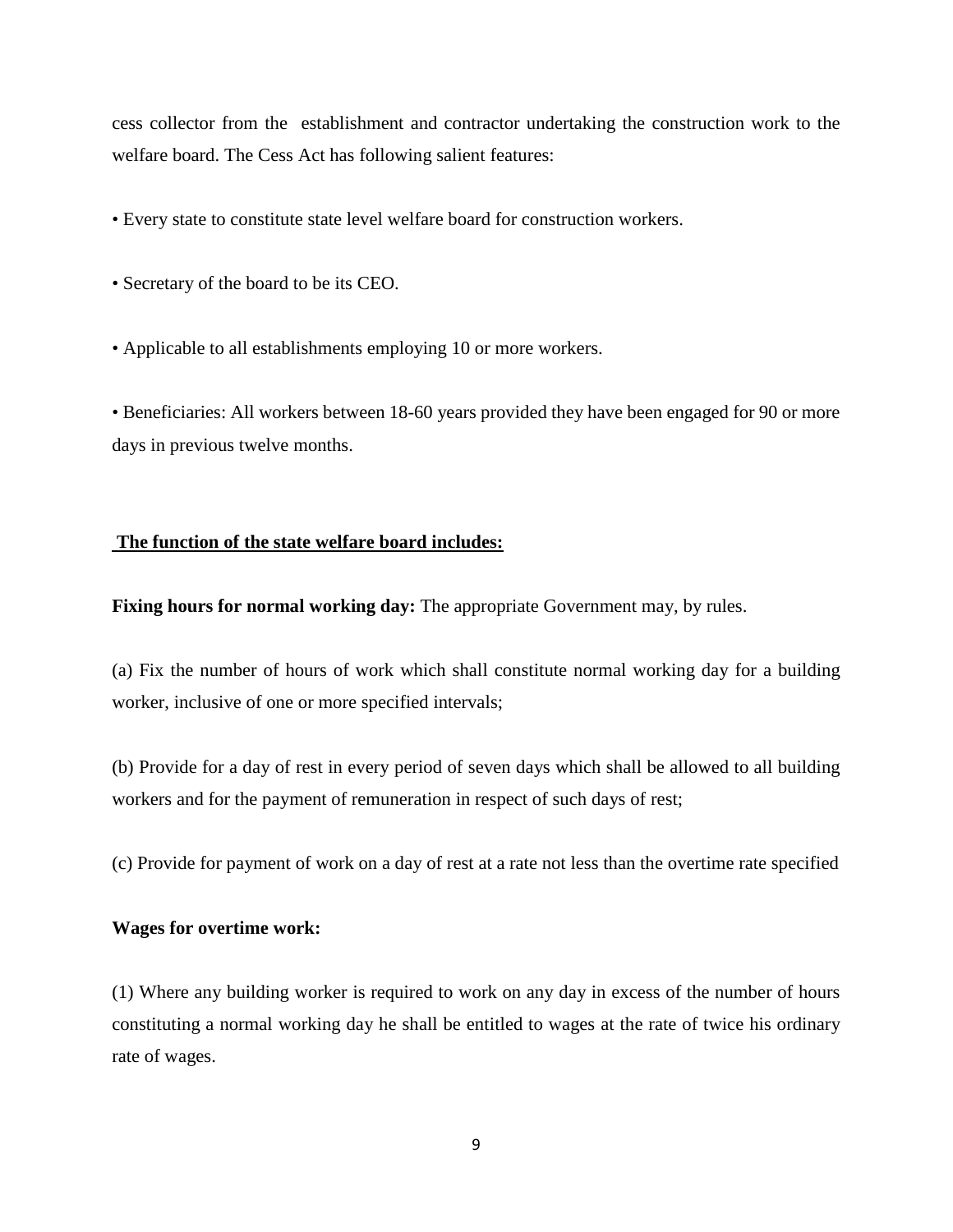cess collector from the establishment and contractor undertaking the construction work to the welfare board. The Cess Act has following salient features:

• Every state to constitute state level welfare board for construction workers.

• Secretary of the board to be its CEO.

• Applicable to all establishments employing 10 or more workers.

• Beneficiaries: All workers between 18-60 years provided they have been engaged for 90 or more days in previous twelve months.

**The function of the state welfare board includes:**

**Fixing hours for normal working day:** The appropriate Government may, by rules.

(a) Fix the number of hours of work which shall constitute normal working day for a building worker, inclusive of one or more specified intervals;

(b) Provide for a day of rest in every period of seven days which shall be allowed to all building workers and for the payment of remuneration in respect of such days of rest;

(c) Provide for payment of work on a day of rest at a rate not less than the overtime rate specified

**Wages for overtime work:**

(1) Where any building worker is required to work on any day in excess of the number of hours constituting a normal working day he shall be entitled to wages at the rate of twice his ordinary rate of wages.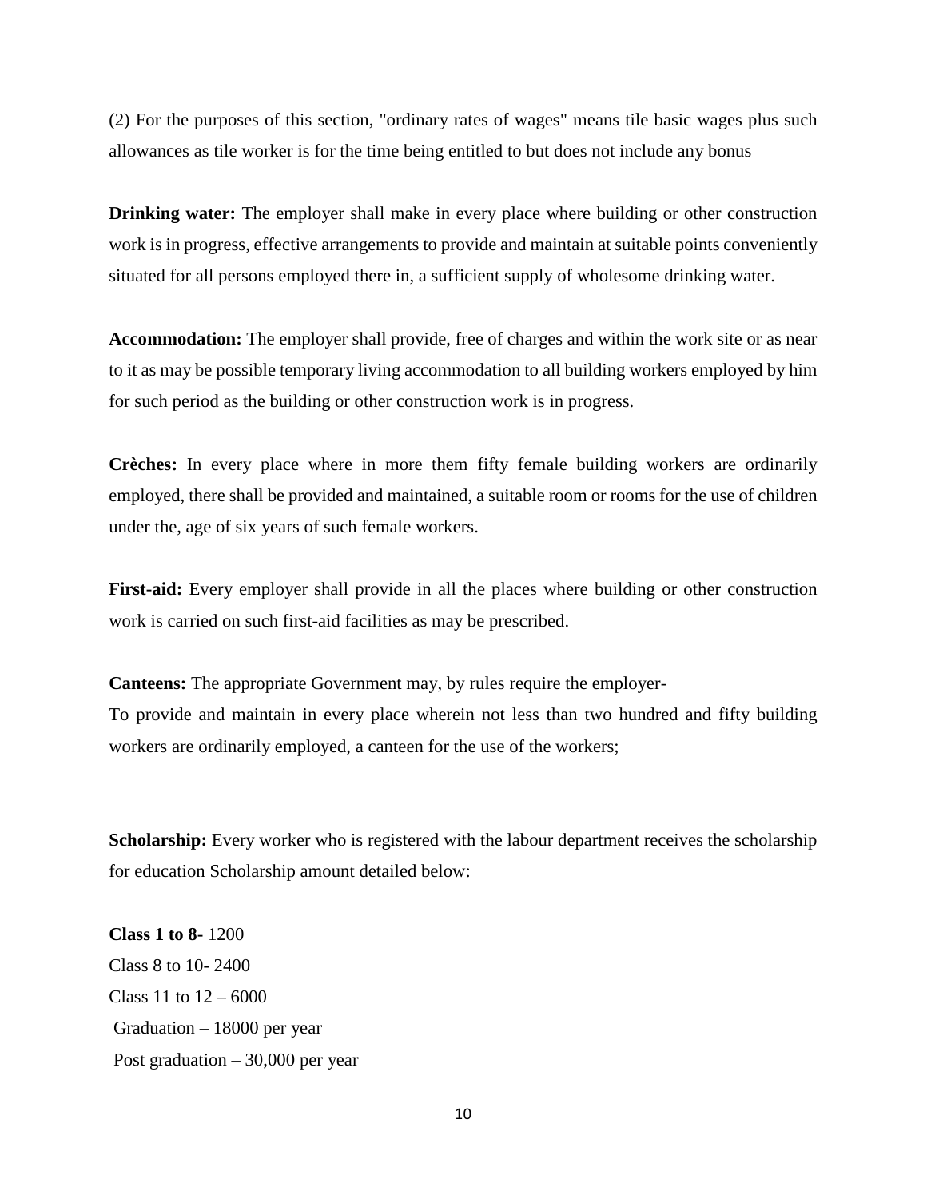(2) For the purposes of this section, "ordinary rates of wages" means tile basic wages plus such allowances as tile worker is for the time being entitled to but does not include any bonus

**Drinking water:** The employer shall make in every place where building or other construction work is in progress, effective arrangements to provide and maintain at suitable points conveniently situated for all persons employed there in, a sufficient supply of wholesome drinking water.

**Accommodation:** The employer shall provide, free of charges and within the work site or as near to it as may be possible temporary living accommodation to all building workers employed by him for such period as the building or other construction work is in progress.

**Crèches:** In every place where in more them fifty female building workers are ordinarily employed, there shall be provided and maintained, a suitable room or rooms for the use of children under the, age of six years of such female workers.

**First-aid:** Every employer shall provide in all the places where building or other construction work is carried on such first-aid facilities as may be prescribed.

**Canteens:** The appropriate Government may, by rules require the employer-
To provide and maintain in every place wherein not less than two hundred and fifty building workers are ordinarily employed, a canteen for the use of the workers;

**Scholarship:** Every worker who is registered with the labour department receives the scholarship for education Scholarship amount detailed below:

**Class 1 to 8**- 1200
Class 8 to 10- 2400
Class 11 to 12 – 6000
Graduation – 18000 per year
Post graduation – 30,000 per year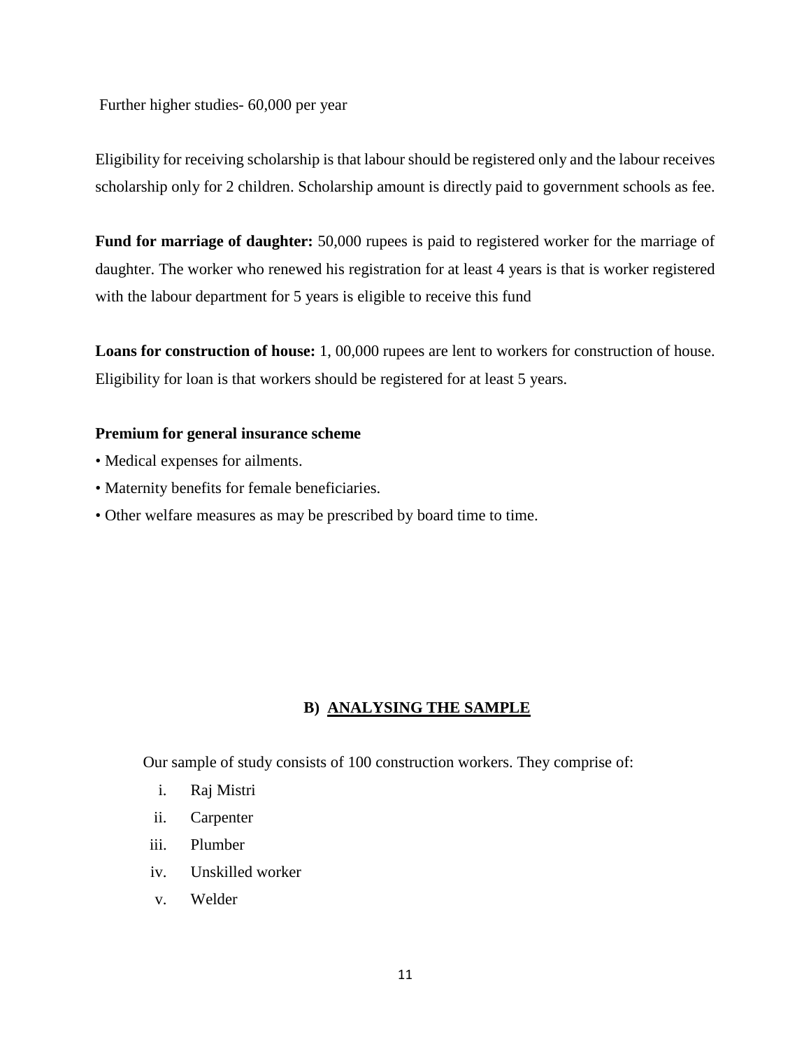Further higher studies- 60,000 per year

Eligibility for receiving scholarship is that labour should be registered only and the labour receives scholarship only for 2 children. Scholarship amount is directly paid to government schools as fee.

**Fund for marriage of daughter:** 50,000 rupees is paid to registered worker for the marriage of daughter. The worker who renewed his registration for at least 4 years is that is worker registered with the labour department for 5 years is eligible to receive this fund

**Loans for construction of house:** 1, 00,000 rupees are lent to workers for construction of house. Eligibility for loan is that workers should be registered for at least 5 years.

**Premium for general insurance scheme**

- Medical expenses for ailments.
- Maternity benefits for female beneficiaries.
- Other welfare measures as may be prescribed by board time to time.

## B) ANALYSING THE SAMPLE

Our sample of study consists of 100 construction workers. They comprise of:

i. Raj Mistri
ii. Carpenter
iii. Plumber
iv. Unskilled worker
v. Welder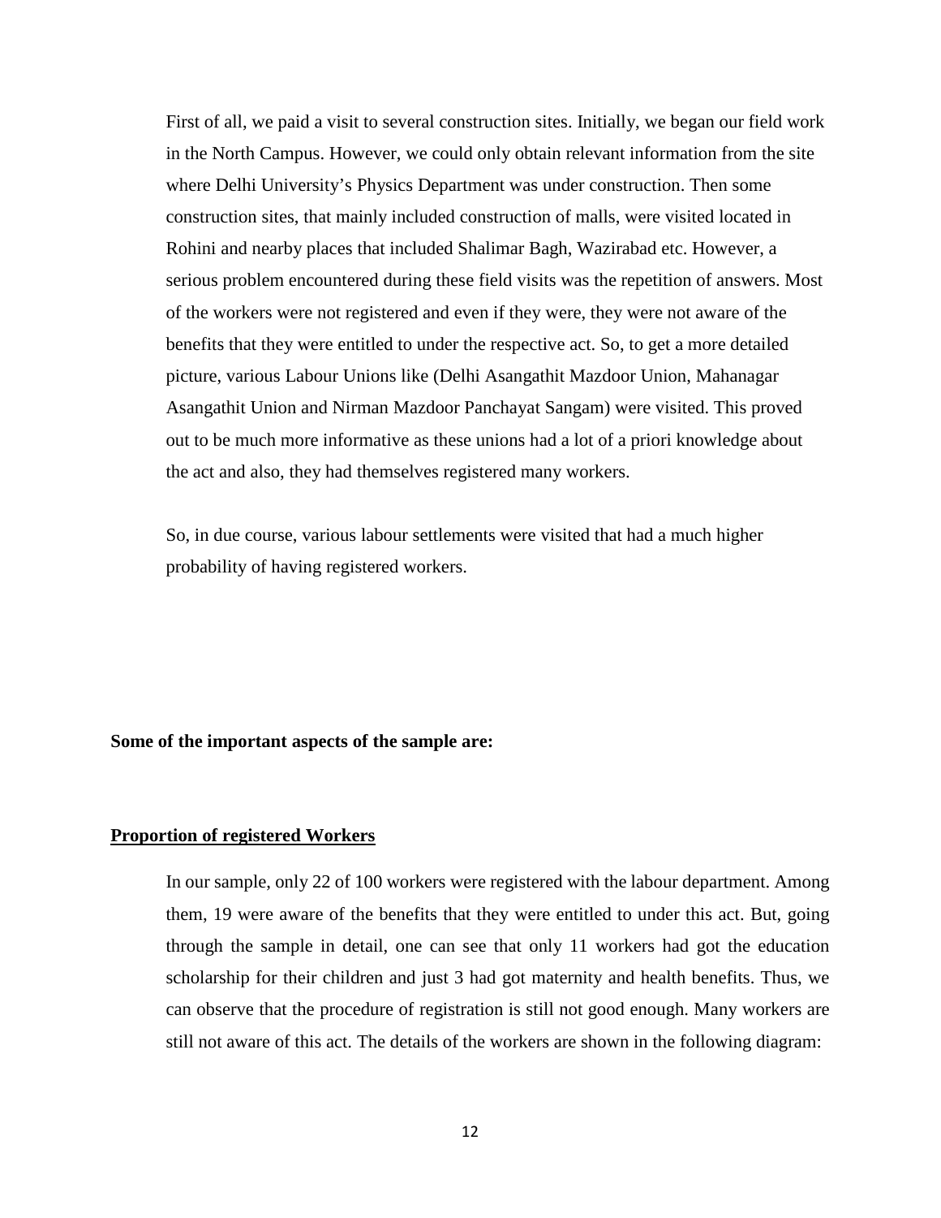First of all, we paid a visit to several construction sites. Initially, we began our field work in the North Campus. However, we could only obtain relevant information from the site where Delhi University's Physics Department was under construction. Then some construction sites, that mainly included construction of malls, were visited located in Rohini and nearby places that included Shalimar Bagh, Wazirabad etc. However, a serious problem encountered during these field visits was the repetition of answers. Most of the workers were not registered and even if they were, they were not aware of the benefits that they were entitled to under the respective act. So, to get a more detailed picture, various Labour Unions like (Delhi Asangathit Mazdoor Union, Mahanagar Asangathit Union and Nirman Mazdoor Panchayat Sangam) were visited. This proved out to be much more informative as these unions had a lot of a priori knowledge about the act and also, they had themselves registered many workers.

So, in due course, various labour settlements were visited that had a much higher probability of having registered workers.

**Some of the important aspects of the sample are:**

**Proportion of registered Workers**

In our sample, only 22 of 100 workers were registered with the labour department. Among them, 19 were aware of the benefits that they were entitled to under this act. But, going through the sample in detail, one can see that only 11 workers had got the education scholarship for their children and just 3 had got maternity and health benefits. Thus, we can observe that the procedure of registration is still not good enough. Many workers are still not aware of this act. The details of the workers are shown in the following diagram: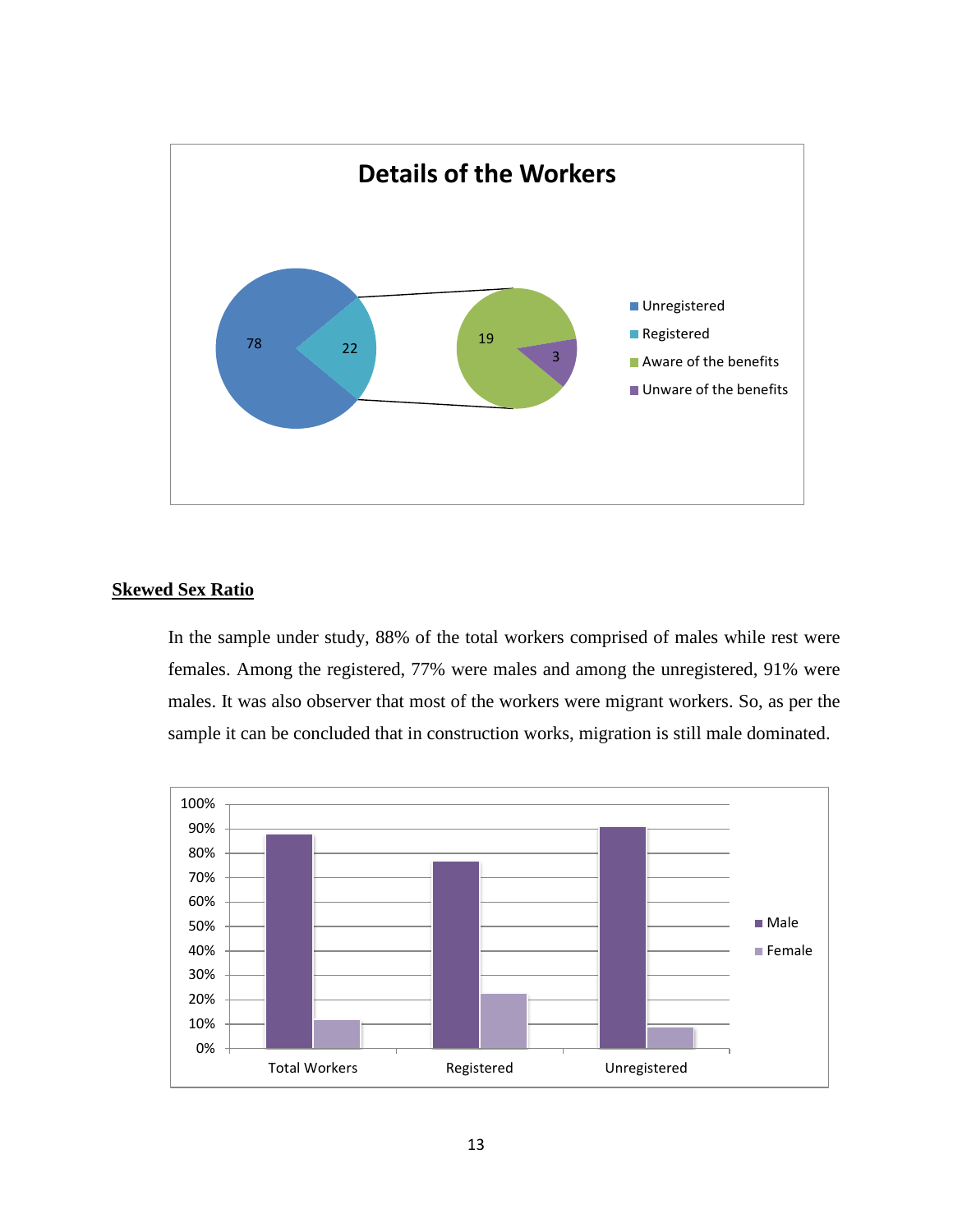**Details of the Workers**

| Category | Value |
|---|---|
| Unregistered | 78 |
| Registered | 22 |
| Aware of the benefits | 19 |
| Unware of the benefits | 3 |

## Skewed Sex Ratio

In the sample under study, 88% of the total workers comprised of males while rest were females. Among the registered, 77% were males and among the unregistered, 91% were males. It was also observer that most of the workers were migrant workers. So, as per the sample it can be concluded that in construction works, migration is still male dominated.

| | Male | Female |
|---|---|---|
| Total Workers | 88% | 12% |
| Registered | 77% | 23% |
| Unregistered | 91% | 9% |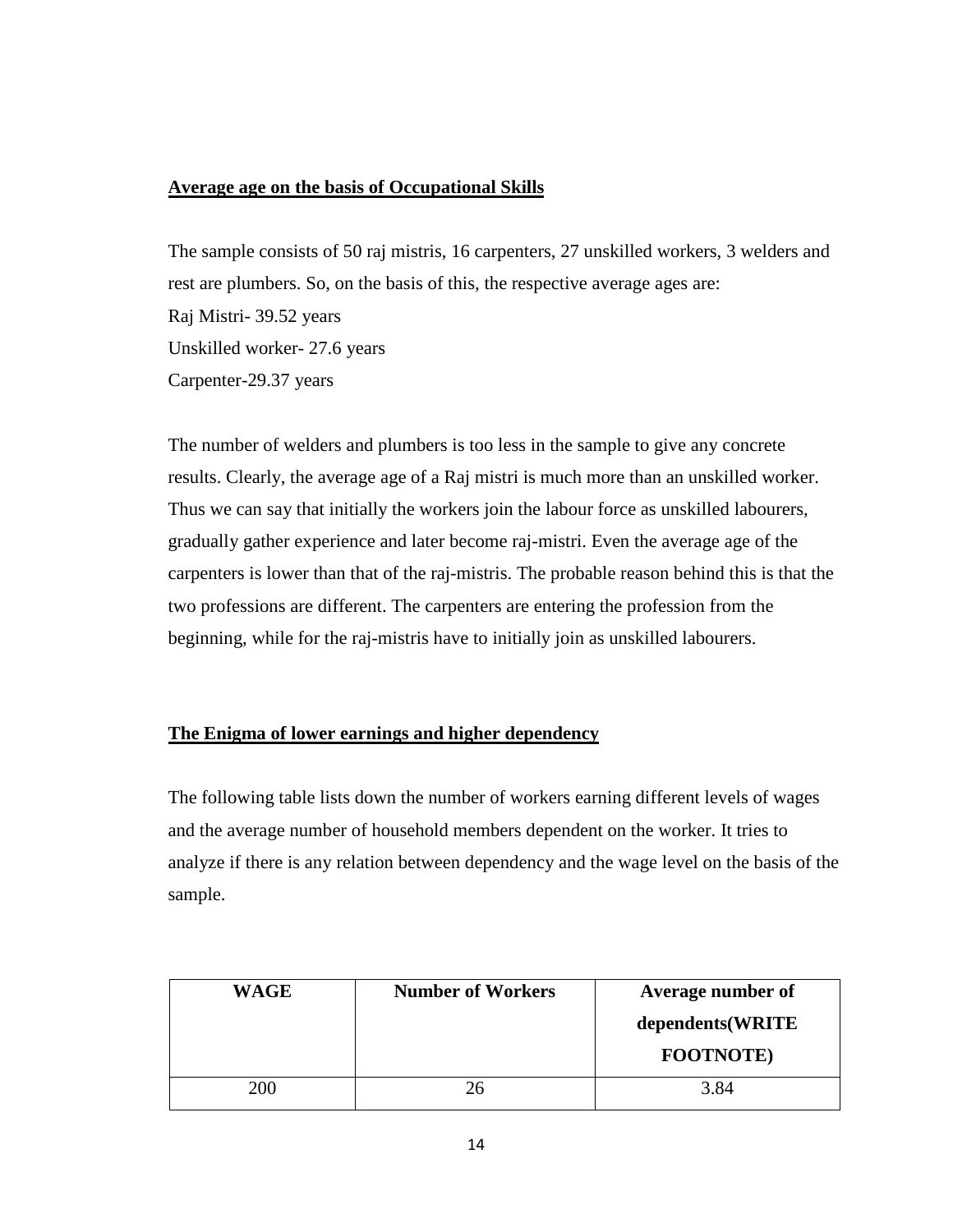**Average age on the basis of Occupational Skills**

The sample consists of 50 raj mistris, 16 carpenters, 27 unskilled workers, 3 welders and rest are plumbers. So, on the basis of this, the respective average ages are:

Raj Mistri- 39.52 years

Unskilled worker- 27.6 years

Carpenter-29.37 years

The number of welders and plumbers is too less in the sample to give any concrete results. Clearly, the average age of a Raj mistri is much more than an unskilled worker. Thus we can say that initially the workers join the labour force as unskilled labourers, gradually gather experience and later become raj-mistri. Even the average age of the carpenters is lower than that of the raj-mistris. The probable reason behind this is that the two professions are different. The carpenters are entering the profession from the beginning, while for the raj-mistris have to initially join as unskilled labourers.

**The Enigma of lower earnings and higher dependency**

The following table lists down the number of workers earning different levels of wages and the average number of household members dependent on the worker. It tries to analyze if there is any relation between dependency and the wage level on the basis of the sample.

| WAGE | Number of Workers | Average number of dependents(WRITE FOOTNOTE) |
|---|---|---|
| 200 | 26 | 3.84 |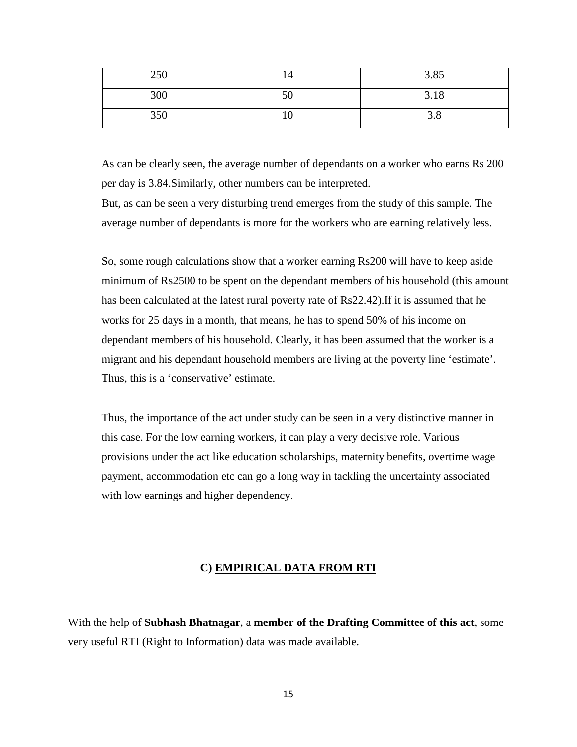| 250 | 14 | 3.85 |
|---|---|---|
| 300 | 50 | 3.18 |
| 350 | 10 | 3.8 |

As can be clearly seen, the average number of dependants on a worker who earns Rs 200 per day is 3.84.Similarly, other numbers can be interpreted.

But, as can be seen a very disturbing trend emerges from the study of this sample. The average number of dependants is more for the workers who are earning relatively less.

So, some rough calculations show that a worker earning Rs200 will have to keep aside minimum of Rs2500 to be spent on the dependant members of his household (this amount has been calculated at the latest rural poverty rate of Rs22.42).If it is assumed that he works for 25 days in a month, that means, he has to spend 50% of his income on dependant members of his household. Clearly, it has been assumed that the worker is a migrant and his dependant household members are living at the poverty line 'estimate'. Thus, this is a 'conservative' estimate.

Thus, the importance of the act under study can be seen in a very distinctive manner in this case. For the low earning workers, it can play a very decisive role. Various provisions under the act like education scholarships, maternity benefits, overtime wage payment, accommodation etc can go a long way in tackling the uncertainty associated with low earnings and higher dependency.

### C) EMPIRICAL DATA FROM RTI

With the help of **Subhash Bhatnagar**, a **member of the Drafting Committee of this act**, some very useful RTI (Right to Information) data was made available.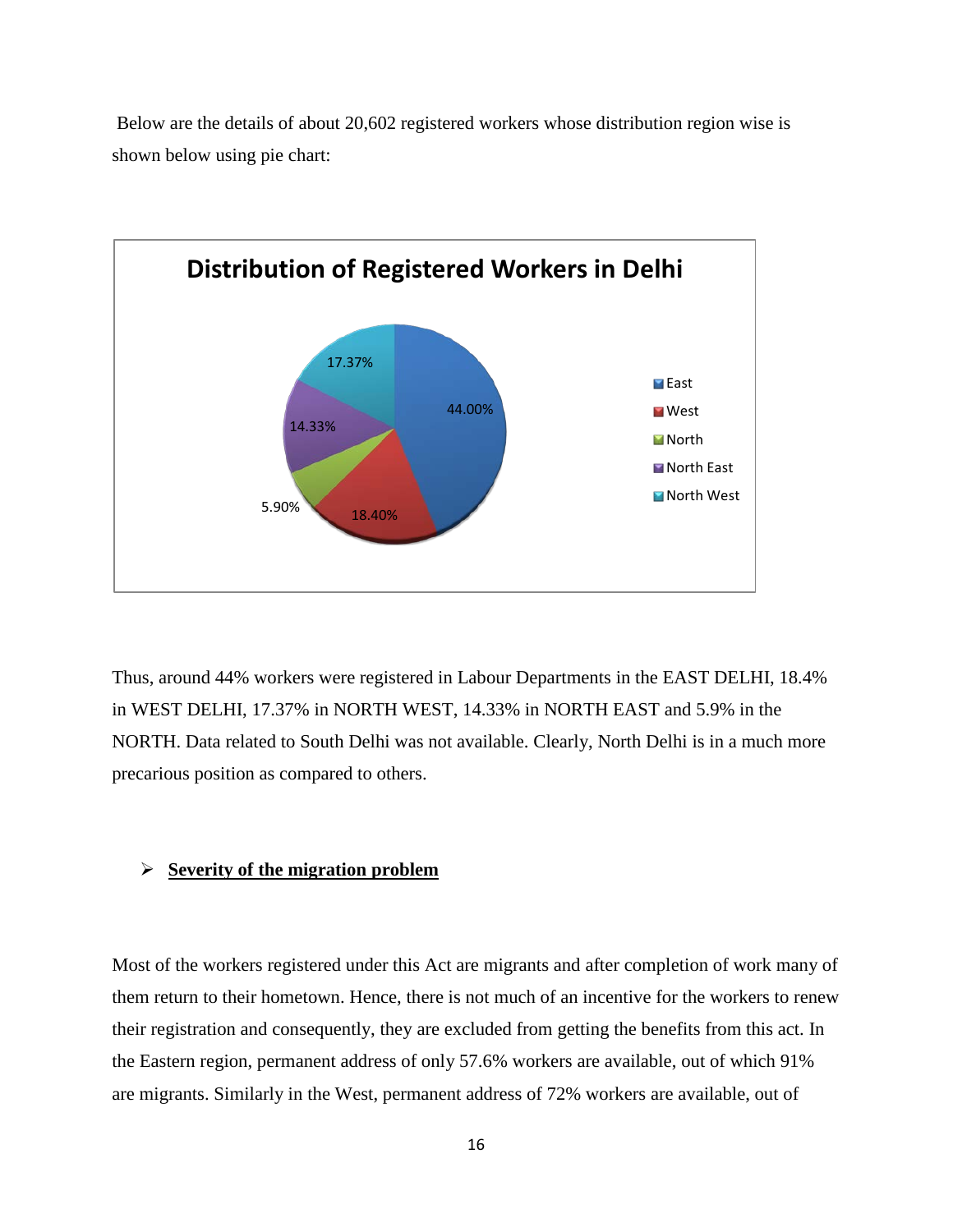Below are the details of about 20,602 registered workers whose distribution region wise is shown below using pie chart:

**Distribution of Registered Workers in Delhi**

| Region | Percentage |
|---|---|
| East | 44.00% |
| West | 18.40% |
| North | 5.90% |
| North East | 14.33% |
| North West | 17.37% |

Thus, around 44% workers were registered in Labour Departments in the EAST DELHI, 18.4% in WEST DELHI, 17.37% in NORTH WEST, 14.33% in NORTH EAST and 5.9% in the NORTH. Data related to South Delhi was not available. Clearly, North Delhi is in a much more precarious position as compared to others.

- **Severity of the migration problem**

Most of the workers registered under this Act are migrants and after completion of work many of them return to their hometown. Hence, there is not much of an incentive for the workers to renew their registration and consequently, they are excluded from getting the benefits from this act. In the Eastern region, permanent address of only 57.6% workers are available, out of which 91% are migrants. Similarly in the West, permanent address of 72% workers are available, out of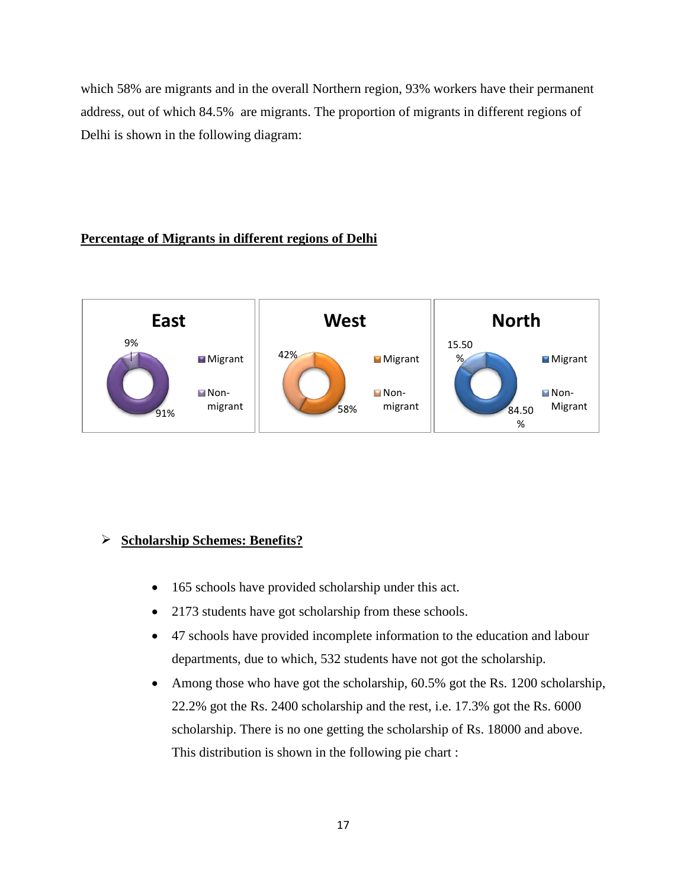which 58% are migrants and in the overall Northern region, 93% workers have their permanent address, out of which 84.5% are migrants. The proportion of migrants in different regions of Delhi is shown in the following diagram:

**Percentage of Migrants in different regions of Delhi**

| Region | Migrant | Non-migrant |
| --- | --- | --- |
| East | 91% | 9% |
| West | 58% | 42% |
| North | 84.50 % | 15.50 % |

- **Scholarship Schemes: Benefits?**

  - 165 schools have provided scholarship under this act.
  - 2173 students have got scholarship from these schools.
  - 47 schools have provided incomplete information to the education and labour departments, due to which, 532 students have not got the scholarship.
  - Among those who have got the scholarship, 60.5% got the Rs. 1200 scholarship, 22.2% got the Rs. 2400 scholarship and the rest, i.e. 17.3% got the Rs. 6000 scholarship. There is no one getting the scholarship of Rs. 18000 and above. This distribution is shown in the following pie chart :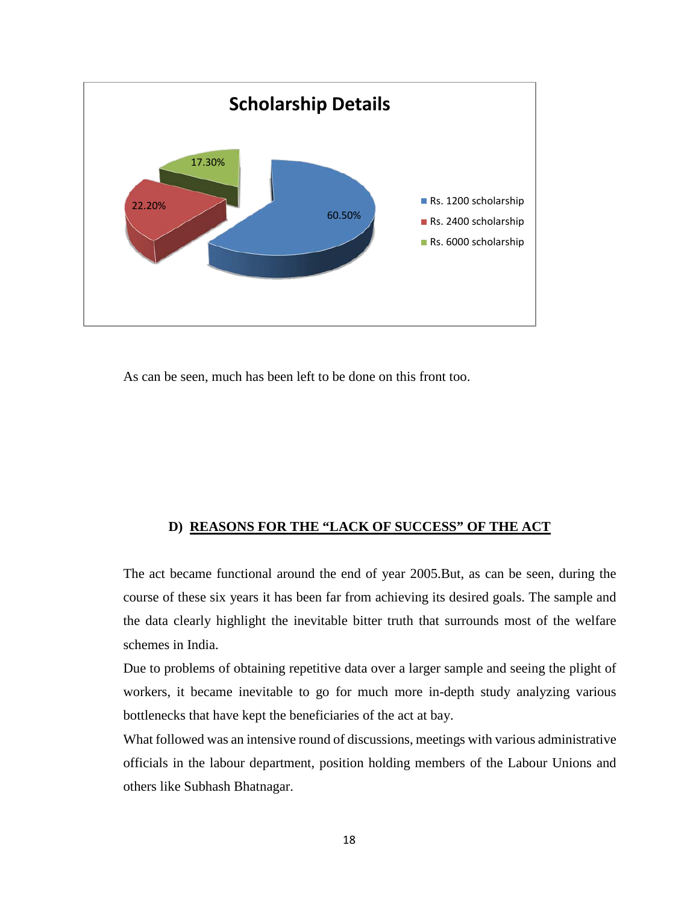**Scholarship Details**

- Rs. 1200 scholarship: 60.50%
- Rs. 2400 scholarship: 22.20%
- Rs. 6000 scholarship: 17.30%

As can be seen, much has been left to be done on this front too.

### D) <u>REASONS FOR THE "LACK OF SUCCESS" OF THE ACT</u>

The act became functional around the end of year 2005.But, as can be seen, during the course of these six years it has been far from achieving its desired goals. The sample and the data clearly highlight the inevitable bitter truth that surrounds most of the welfare schemes in India.

Due to problems of obtaining repetitive data over a larger sample and seeing the plight of workers, it became inevitable to go for much more in-depth study analyzing various bottlenecks that have kept the beneficiaries of the act at bay.

What followed was an intensive round of discussions, meetings with various administrative officials in the labour department, position holding members of the Labour Unions and others like Subhash Bhatnagar.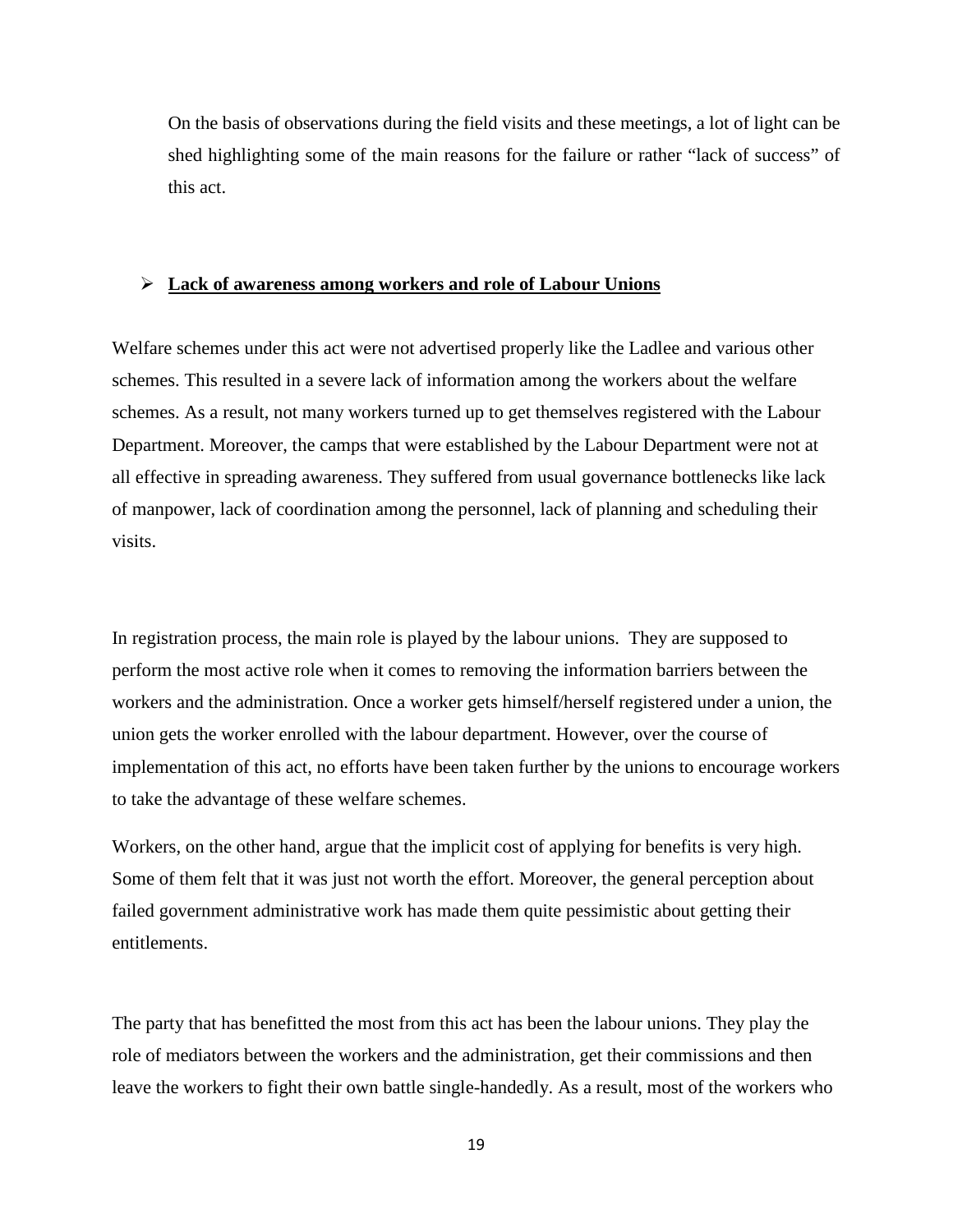On the basis of observations during the field visits and these meetings, a lot of light can be shed highlighting some of the main reasons for the failure or rather "lack of success" of this act.

- **<u>Lack of awareness among workers and role of Labour Unions</u>**

Welfare schemes under this act were not advertised properly like the Ladlee and various other schemes. This resulted in a severe lack of information among the workers about the welfare schemes. As a result, not many workers turned up to get themselves registered with the Labour Department. Moreover, the camps that were established by the Labour Department were not at all effective in spreading awareness. They suffered from usual governance bottlenecks like lack of manpower, lack of coordination among the personnel, lack of planning and scheduling their visits.

In registration process, the main role is played by the labour unions. They are supposed to perform the most active role when it comes to removing the information barriers between the workers and the administration. Once a worker gets himself/herself registered under a union, the union gets the worker enrolled with the labour department. However, over the course of implementation of this act, no efforts have been taken further by the unions to encourage workers to take the advantage of these welfare schemes.

Workers, on the other hand, argue that the implicit cost of applying for benefits is very high. Some of them felt that it was just not worth the effort. Moreover, the general perception about failed government administrative work has made them quite pessimistic about getting their entitlements.

The party that has benefitted the most from this act has been the labour unions. They play the role of mediators between the workers and the administration, get their commissions and then leave the workers to fight their own battle single-handedly. As a result, most of the workers who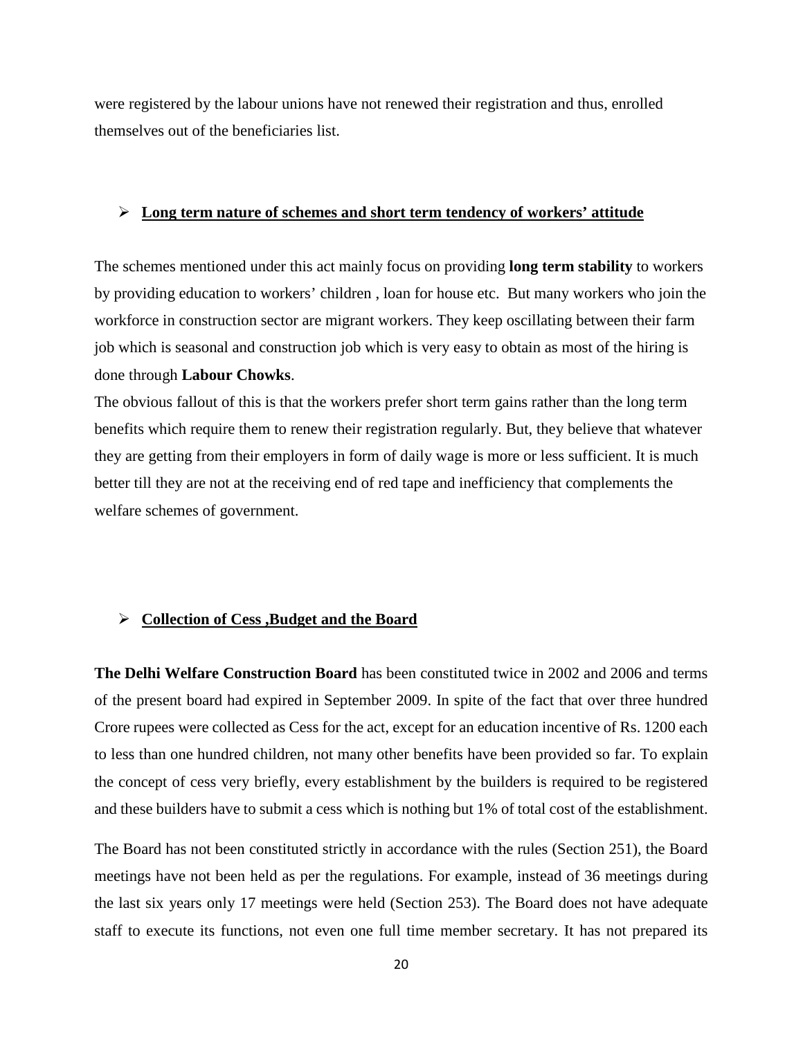were registered by the labour unions have not renewed their registration and thus, enrolled themselves out of the beneficiaries list.

- **Long term nature of schemes and short term tendency of workers' attitude**

The schemes mentioned under this act mainly focus on providing **long term stability** to workers by providing education to workers' children , loan for house etc. But many workers who join the workforce in construction sector are migrant workers. They keep oscillating between their farm job which is seasonal and construction job which is very easy to obtain as most of the hiring is done through **Labour Chowks**.

The obvious fallout of this is that the workers prefer short term gains rather than the long term benefits which require them to renew their registration regularly. But, they believe that whatever they are getting from their employers in form of daily wage is more or less sufficient. It is much better till they are not at the receiving end of red tape and inefficiency that complements the welfare schemes of government.

- **Collection of Cess ,Budget and the Board**

**The Delhi Welfare Construction Board** has been constituted twice in 2002 and 2006 and terms of the present board had expired in September 2009. In spite of the fact that over three hundred Crore rupees were collected as Cess for the act, except for an education incentive of Rs. 1200 each to less than one hundred children, not many other benefits have been provided so far. To explain the concept of cess very briefly, every establishment by the builders is required to be registered and these builders have to submit a cess which is nothing but 1% of total cost of the establishment.

The Board has not been constituted strictly in accordance with the rules (Section 251), the Board meetings have not been held as per the regulations. For example, instead of 36 meetings during the last six years only 17 meetings were held (Section 253). The Board does not have adequate staff to execute its functions, not even one full time member secretary. It has not prepared its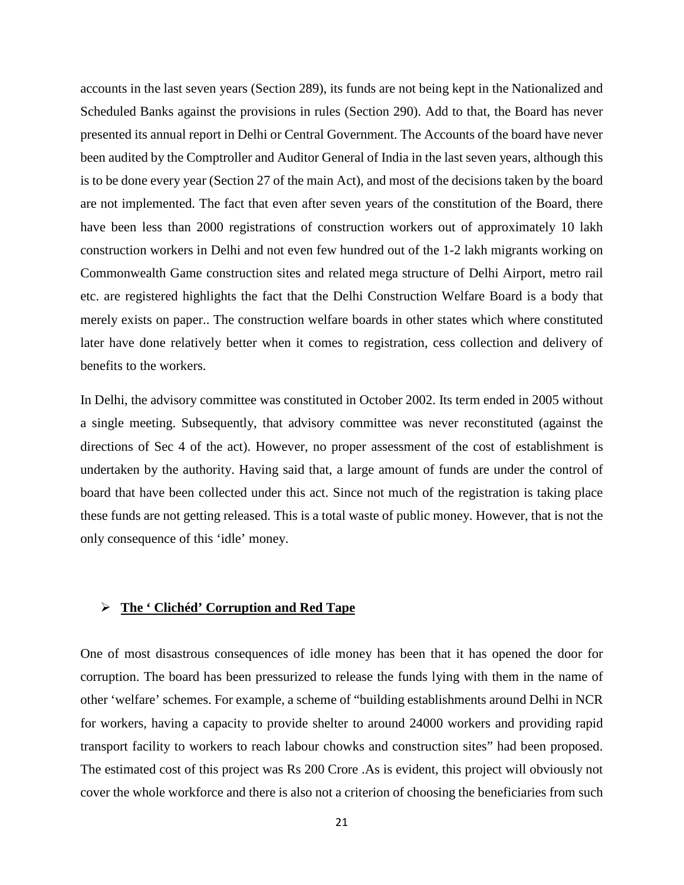accounts in the last seven years (Section 289), its funds are not being kept in the Nationalized and Scheduled Banks against the provisions in rules (Section 290). Add to that, the Board has never presented its annual report in Delhi or Central Government. The Accounts of the board have never been audited by the Comptroller and Auditor General of India in the last seven years, although this is to be done every year (Section 27 of the main Act), and most of the decisions taken by the board are not implemented. The fact that even after seven years of the constitution of the Board, there have been less than 2000 registrations of construction workers out of approximately 10 lakh construction workers in Delhi and not even few hundred out of the 1-2 lakh migrants working on Commonwealth Game construction sites and related mega structure of Delhi Airport, metro rail etc. are registered highlights the fact that the Delhi Construction Welfare Board is a body that merely exists on paper.. The construction welfare boards in other states which where constituted later have done relatively better when it comes to registration, cess collection and delivery of benefits to the workers.

In Delhi, the advisory committee was constituted in October 2002. Its term ended in 2005 without a single meeting. Subsequently, that advisory committee was never reconstituted (against the directions of Sec 4 of the act). However, no proper assessment of the cost of establishment is undertaken by the authority. Having said that, a large amount of funds are under the control of board that have been collected under this act. Since not much of the registration is taking place these funds are not getting released. This is a total waste of public money. However, that is not the only consequence of this 'idle' money.

- **<u>The ' Clichéd' Corruption and Red Tape</u>**

One of most disastrous consequences of idle money has been that it has opened the door for corruption. The board has been pressurized to release the funds lying with them in the name of other 'welfare' schemes. For example, a scheme of "building establishments around Delhi in NCR for workers, having a capacity to provide shelter to around 24000 workers and providing rapid transport facility to workers to reach labour chowks and construction sites" had been proposed. The estimated cost of this project was Rs 200 Crore .As is evident, this project will obviously not cover the whole workforce and there is also not a criterion of choosing the beneficiaries from such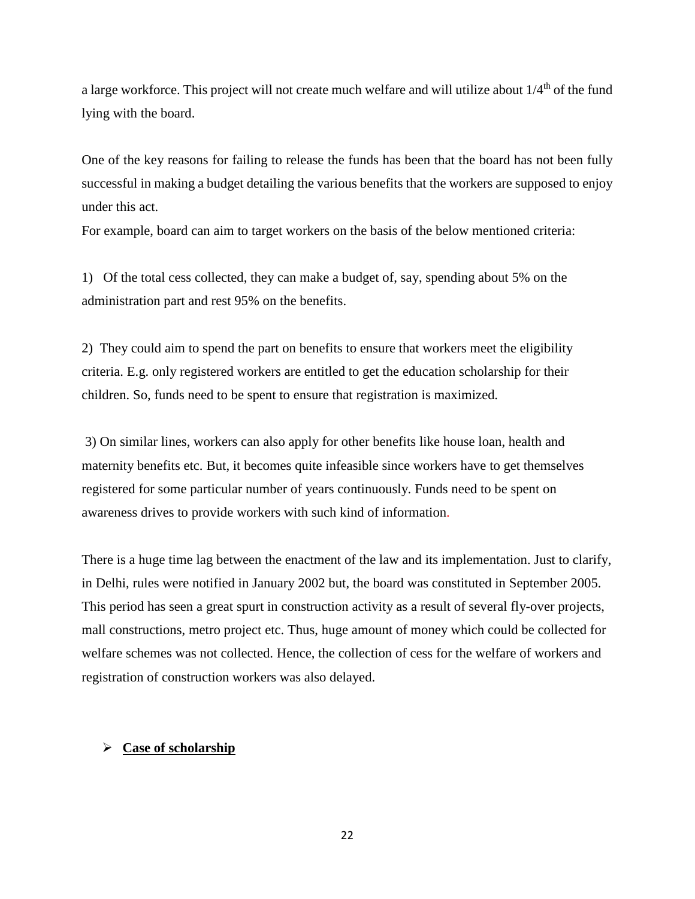a large workforce. This project will not create much welfare and will utilize about $1/4^{th}$ of the fund lying with the board.

One of the key reasons for failing to release the funds has been that the board has not been fully successful in making a budget detailing the various benefits that the workers are supposed to enjoy under this act.

For example, board can aim to target workers on the basis of the below mentioned criteria:

1) Of the total cess collected, they can make a budget of, say, spending about 5% on the administration part and rest 95% on the benefits.

2) They could aim to spend the part on benefits to ensure that workers meet the eligibility criteria. E.g. only registered workers are entitled to get the education scholarship for their children. So, funds need to be spent to ensure that registration is maximized.

3) On similar lines, workers can also apply for other benefits like house loan, health and maternity benefits etc. But, it becomes quite infeasible since workers have to get themselves registered for some particular number of years continuously. Funds need to be spent on awareness drives to provide workers with such kind of information.

There is a huge time lag between the enactment of the law and its implementation. Just to clarify, in Delhi, rules were notified in January 2002 but, the board was constituted in September 2005. This period has seen a great spurt in construction activity as a result of several fly-over projects, mall constructions, metro project etc. Thus, huge amount of money which could be collected for welfare schemes was not collected. Hence, the collection of cess for the welfare of workers and registration of construction workers was also delayed.

- **Case of scholarship**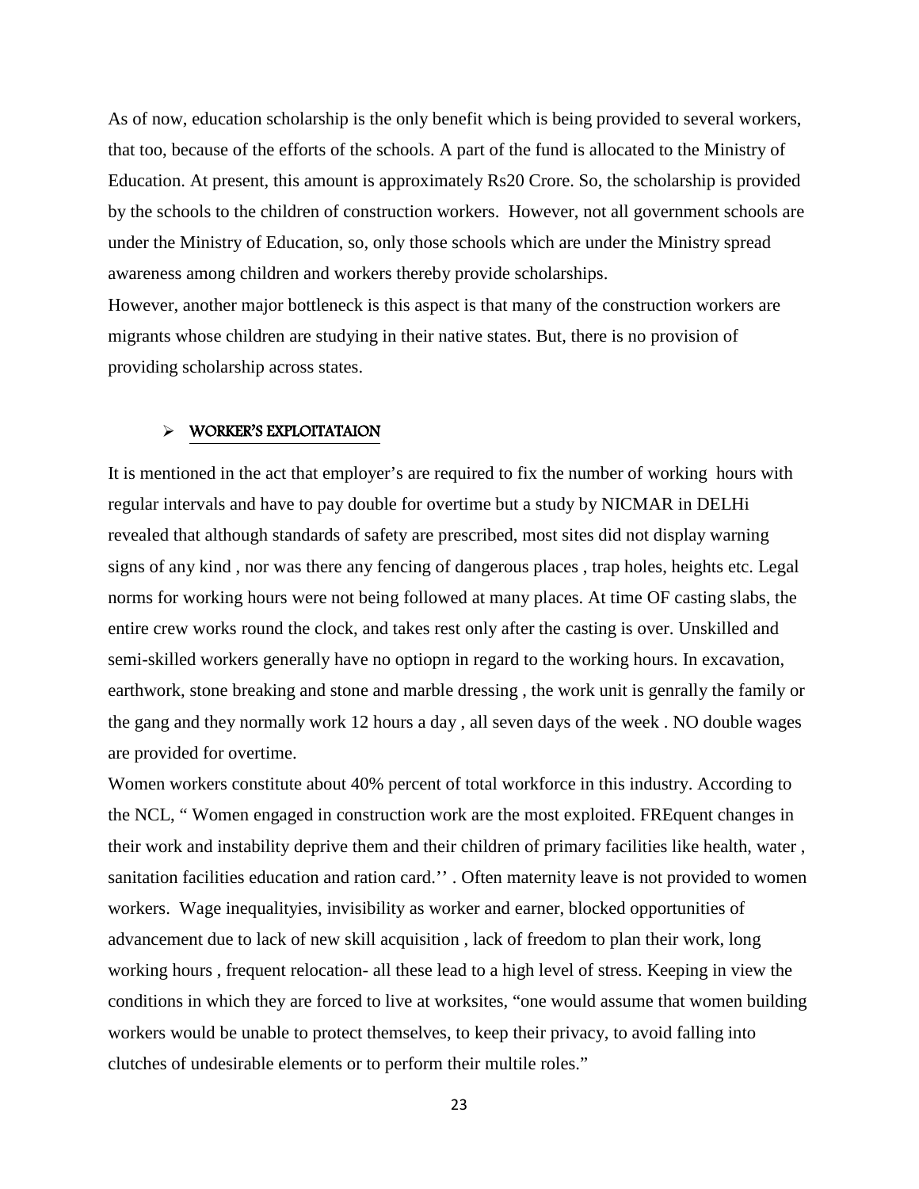As of now, education scholarship is the only benefit which is being provided to several workers, that too, because of the efforts of the schools. A part of the fund is allocated to the Ministry of Education. At present, this amount is approximately Rs20 Crore. So, the scholarship is provided by the schools to the children of construction workers. However, not all government schools are under the Ministry of Education, so, only those schools which are under the Ministry spread awareness among children and workers thereby provide scholarships.
However, another major bottleneck is this aspect is that many of the construction workers are migrants whose children are studying in their native states. But, there is no provision of providing scholarship across states.

- **WORKER'S EXPLOITATAION**

It is mentioned in the act that employer's are required to fix the number of working hours with regular intervals and have to pay double for overtime but a study by NICMAR in DELHi revealed that although standards of safety are prescribed, most sites did not display warning signs of any kind , nor was there any fencing of dangerous places , trap holes, heights etc. Legal norms for working hours were not being followed at many places. At time OF casting slabs, the entire crew works round the clock, and takes rest only after the casting is over. Unskilled and semi-skilled workers generally have no optiopn in regard to the working hours. In excavation, earthwork, stone breaking and stone and marble dressing , the work unit is genrally the family or the gang and they normally work 12 hours a day , all seven days of the week . NO double wages are provided for overtime.
Women workers constitute about 40% percent of total workforce in this industry. According to the NCL, " Women engaged in construction work are the most exploited. FREquent changes in their work and instability deprive them and their children of primary facilities like health, water , sanitation facilities education and ration card.'' . Often maternity leave is not provided to women workers. Wage inequalityies, invisibility as worker and earner, blocked opportunities of advancement due to lack of new skill acquisition , lack of freedom to plan their work, long working hours , frequent relocation- all these lead to a high level of stress. Keeping in view the conditions in which they are forced to live at worksites, "one would assume that women building workers would be unable to protect themselves, to keep their privacy, to avoid falling into clutches of undesirable elements or to perform their multile roles."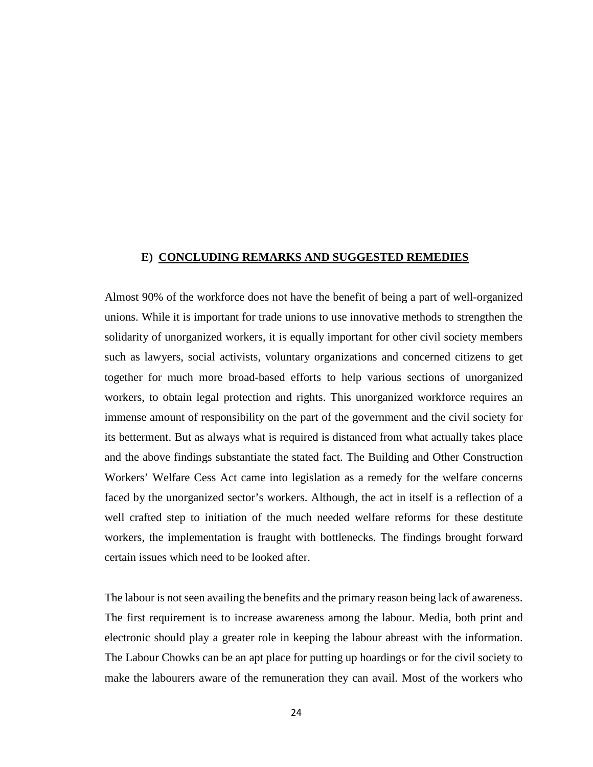## E) CONCLUDING REMARKS AND SUGGESTED REMEDIES

Almost 90% of the workforce does not have the benefit of being a part of well-organized unions. While it is important for trade unions to use innovative methods to strengthen the solidarity of unorganized workers, it is equally important for other civil society members such as lawyers, social activists, voluntary organizations and concerned citizens to get together for much more broad-based efforts to help various sections of unorganized workers, to obtain legal protection and rights. This unorganized workforce requires an immense amount of responsibility on the part of the government and the civil society for its betterment. But as always what is required is distanced from what actually takes place and the above findings substantiate the stated fact. The Building and Other Construction Workers' Welfare Cess Act came into legislation as a remedy for the welfare concerns faced by the unorganized sector's workers. Although, the act in itself is a reflection of a well crafted step to initiation of the much needed welfare reforms for these destitute workers, the implementation is fraught with bottlenecks. The findings brought forward certain issues which need to be looked after.

The labour is not seen availing the benefits and the primary reason being lack of awareness. The first requirement is to increase awareness among the labour. Media, both print and electronic should play a greater role in keeping the labour abreast with the information. The Labour Chowks can be an apt place for putting up hoardings or for the civil society to make the labourers aware of the remuneration they can avail. Most of the workers who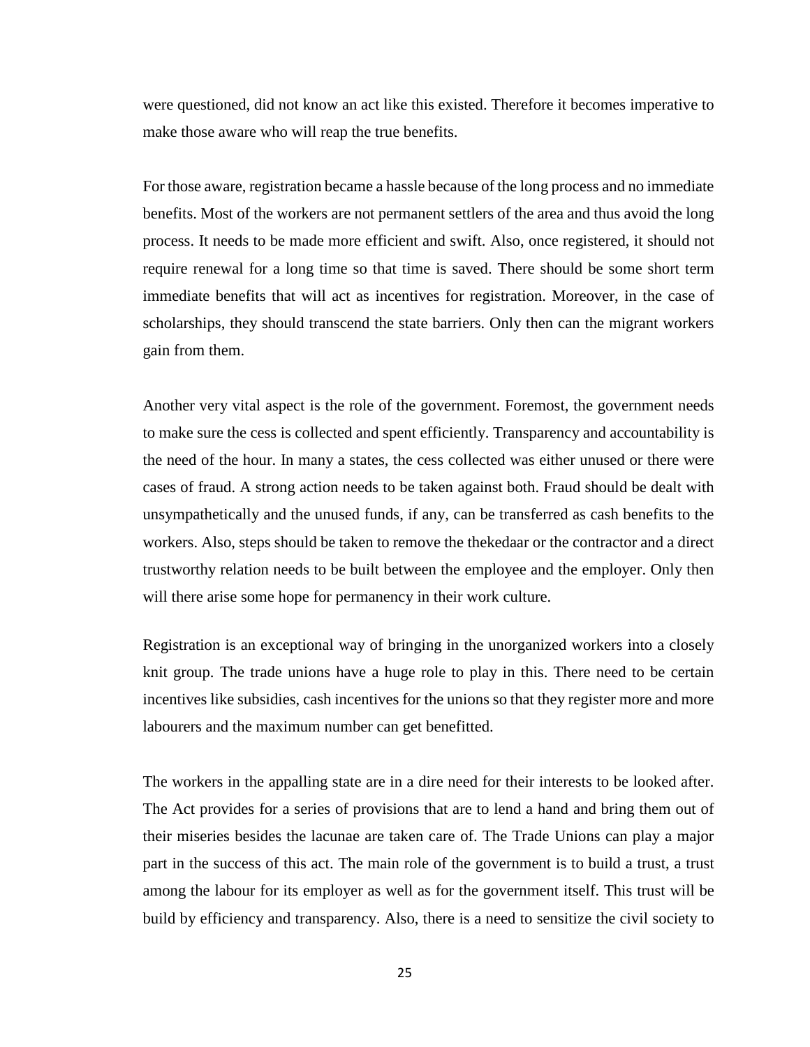were questioned, did not know an act like this existed. Therefore it becomes imperative to make those aware who will reap the true benefits.

For those aware, registration became a hassle because of the long process and no immediate benefits. Most of the workers are not permanent settlers of the area and thus avoid the long process. It needs to be made more efficient and swift. Also, once registered, it should not require renewal for a long time so that time is saved. There should be some short term immediate benefits that will act as incentives for registration. Moreover, in the case of scholarships, they should transcend the state barriers. Only then can the migrant workers gain from them.

Another very vital aspect is the role of the government. Foremost, the government needs to make sure the cess is collected and spent efficiently. Transparency and accountability is the need of the hour. In many a states, the cess collected was either unused or there were cases of fraud. A strong action needs to be taken against both. Fraud should be dealt with unsympathetically and the unused funds, if any, can be transferred as cash benefits to the workers. Also, steps should be taken to remove the thekedaar or the contractor and a direct trustworthy relation needs to be built between the employee and the employer. Only then will there arise some hope for permanency in their work culture.

Registration is an exceptional way of bringing in the unorganized workers into a closely knit group. The trade unions have a huge role to play in this. There need to be certain incentives like subsidies, cash incentives for the unions so that they register more and more labourers and the maximum number can get benefitted.

The workers in the appalling state are in a dire need for their interests to be looked after. The Act provides for a series of provisions that are to lend a hand and bring them out of their miseries besides the lacunae are taken care of. The Trade Unions can play a major part in the success of this act. The main role of the government is to build a trust, a trust among the labour for its employer as well as for the government itself. This trust will be build by efficiency and transparency. Also, there is a need to sensitize the civil society to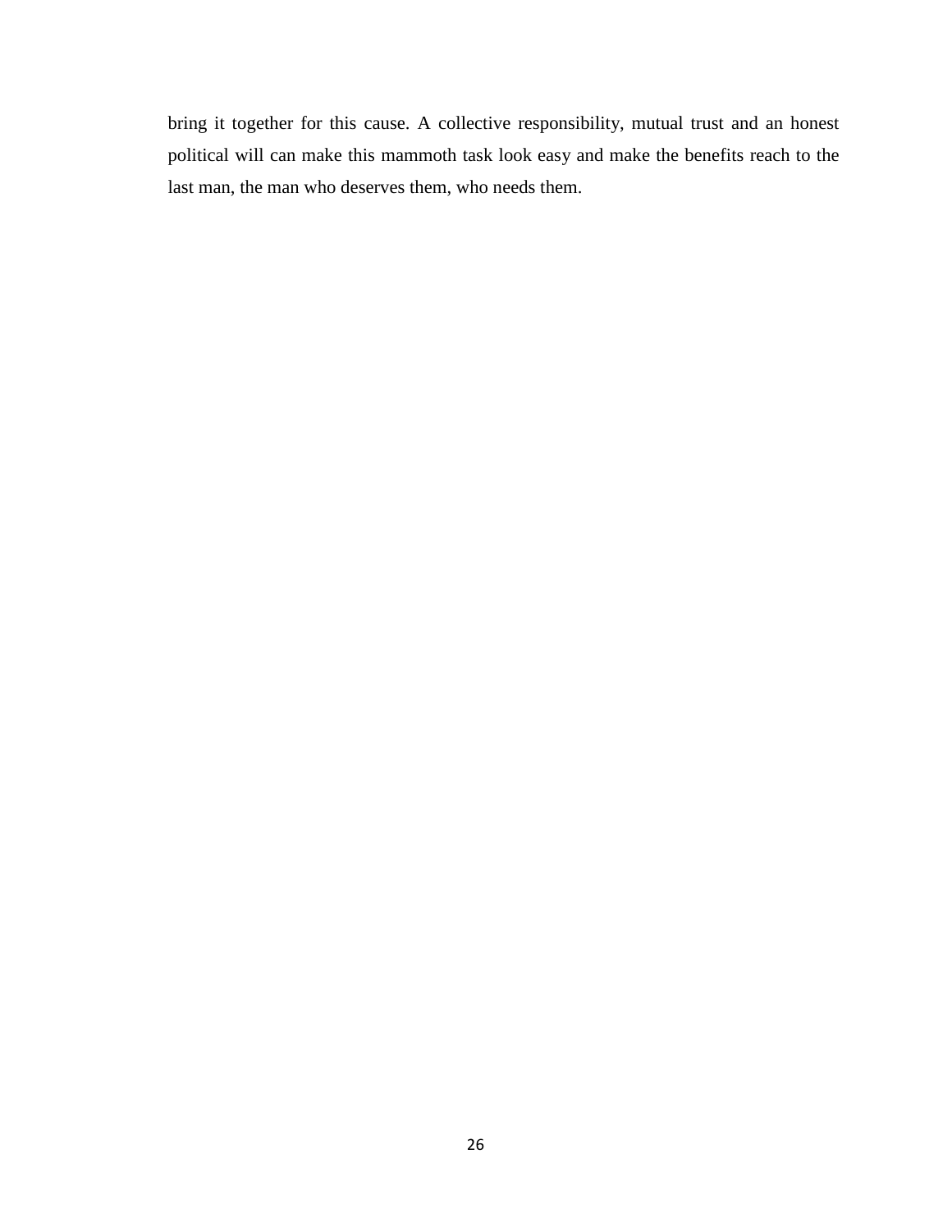bring it together for this cause. A collective responsibility, mutual trust and an honest political will can make this mammoth task look easy and make the benefits reach to the last man, the man who deserves them, who needs them.